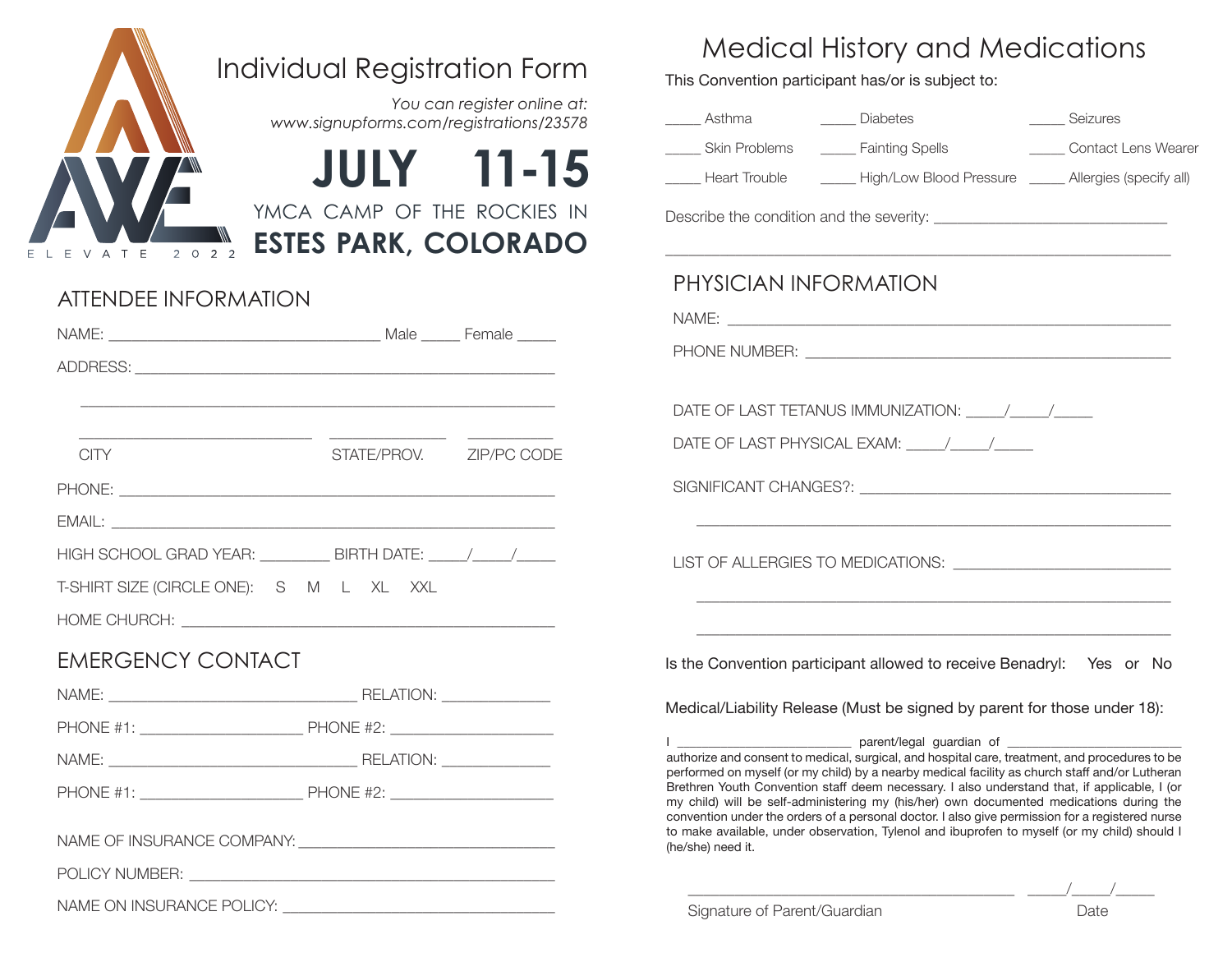AWE

E L E V A T E 2 0 2 2

# Individual Registration Form

*You can register online at:*
*www.signupforms.com/registrations/23578*

**JULY 11-15**

YMCA CAMP OF THE ROCKIES IN
**ESTES PARK, COLORADO**

## ATTENDEE INFORMATION

NAME: ________________________________ Male _____ Female _____

ADDRESS: ________________________________________________

________________________________________________

______________________________ ______________ ___________
CITY STATE/PROV. ZIP/PC CODE

PHONE: ________________________________________________

EMAIL: ________________________________________________

HIGH SCHOOL GRAD YEAR: _________ BIRTH DATE: _____/_____/_____

T-SHIRT SIZE (CIRCLE ONE): S M L XL XXL

HOME CHURCH: ________________________________________

## EMERGENCY CONTACT

NAME: ______________________________ RELATION: _____________

PHONE #1: ____________________ PHONE #2: ____________________

NAME: ______________________________ RELATION: _____________

PHONE #1: ____________________ PHONE #2: ____________________

NAME OF INSURANCE COMPANY: ______________________________

POLICY NUMBER: ________________________________________

NAME ON INSURANCE POLICY: ______________________________

# Medical History and Medications

This Convention participant has/or is subject to:

_____ Asthma _____ Diabetes _____ Seizures

_____ Skin Problems _____ Fainting Spells _____ Contact Lens Wearer

_____ Heart Trouble _____ High/Low Blood Pressure _____ Allergies (specify all)

Describe the condition and the severity: ______________________________

________________________________________________________________

## PHYSICIAN INFORMATION

NAME: ________________________________________________

PHONE NUMBER: ________________________________________

DATE OF LAST TETANUS IMMUNIZATION: _____/_____/_____

DATE OF LAST PHYSICAL EXAM: _____/_____/_____

SIGNIFICANT CHANGES?: ________________________________________

________________________________________________________________

LIST OF ALLERGIES TO MEDICATIONS: ____________________________

________________________________________________________________

________________________________________________________________

Is the Convention participant allowed to receive Benadryl: Yes or No

Medical/Liability Release (Must be signed by parent for those under 18):

I _________________________ parent/legal guardian of _________________________ authorize and consent to medical, surgical, and hospital care, treatment, and procedures to be performed on myself (or my child) by a nearby medical facility as church staff and/or Lutheran Brethren Youth Convention staff deem necessary. I also understand that, if applicable, I (or my child) will be self-administering my (his/her) own documented medications during the convention under the orders of a personal doctor. I also give permission for a registered nurse to make available, under observation, Tylenol and ibuprofen to myself (or my child) should I (he/she) need it.

____________________________________________ _____/_____/_____
Signature of Parent/Guardian Date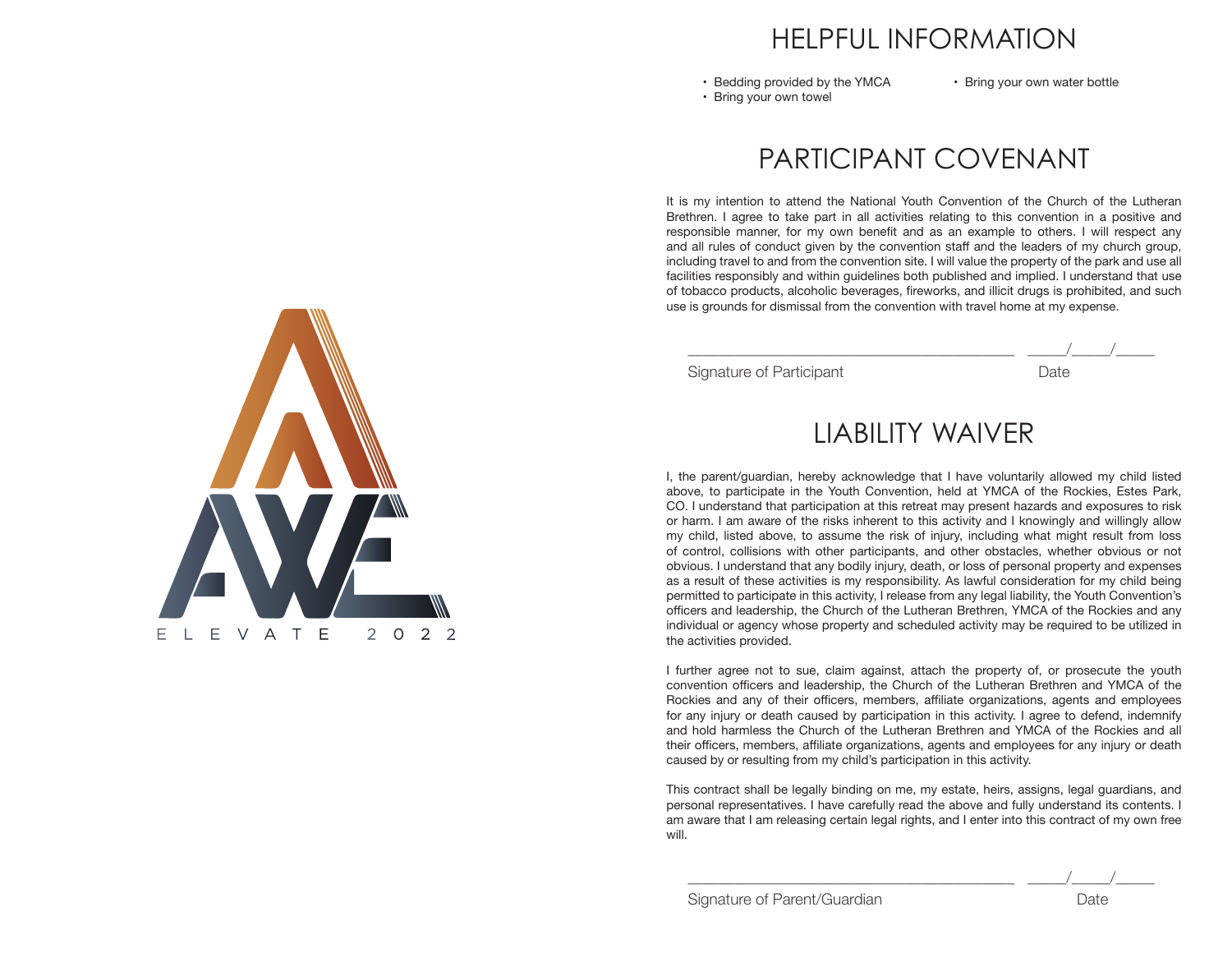AWE

E L E V A T E 2 0 2 2

# HELPFUL INFORMATION

- Bedding provided by the YMCA
- Bring your own towel
- Bring your own water bottle

# PARTICIPANT COVENANT

It is my intention to attend the National Youth Convention of the Church of the Lutheran Brethren. I agree to take part in all activities relating to this convention in a positive and responsible manner, for my own benefit and as an example to others. I will respect any and all rules of conduct given by the convention staff and the leaders of my church group, including travel to and from the convention site. I will value the property of the park and use all facilities responsibly and within guidelines both published and implied. I understand that use of tobacco products, alcoholic beverages, fireworks, and illicit drugs is prohibited, and such use is grounds for dismissal from the convention with travel home at my expense.

_________________________________________ _____/_____/_____

Signature of Participant Date

# LIABILITY WAIVER

I, the parent/guardian, hereby acknowledge that I have voluntarily allowed my child listed above, to participate in the Youth Convention, held at YMCA of the Rockies, Estes Park, CO. I understand that participation at this retreat may present hazards and exposures to risk or harm. I am aware of the risks inherent to this activity and I knowingly and willingly allow my child, listed above, to assume the risk of injury, including what might result from loss of control, collisions with other participants, and other obstacles, whether obvious or not obvious. I understand that any bodily injury, death, or loss of personal property and expenses as a result of these activities is my responsibility. As lawful consideration for my child being permitted to participate in this activity, I release from any legal liability, the Youth Convention's officers and leadership, the Church of the Lutheran Brethren, YMCA of the Rockies and any individual or agency whose property and scheduled activity may be required to be utilized in the activities provided.

I further agree not to sue, claim against, attach the property of, or prosecute the youth convention officers and leadership, the Church of the Lutheran Brethren and YMCA of the Rockies and any of their officers, members, affiliate organizations, agents and employees for any injury or death caused by participation in this activity. I agree to defend, indemnify and hold harmless the Church of the Lutheran Brethren and YMCA of the Rockies and all their officers, members, affiliate organizations, agents and employees for any injury or death caused by or resulting from my child's participation in this activity.

This contract shall be legally binding on me, my estate, heirs, assigns, legal guardians, and personal representatives. I have carefully read the above and fully understand its contents. I am aware that I am releasing certain legal rights, and I enter into this contract of my own free will.

_________________________________________ _____/_____/_____

Signature of Parent/Guardian Date